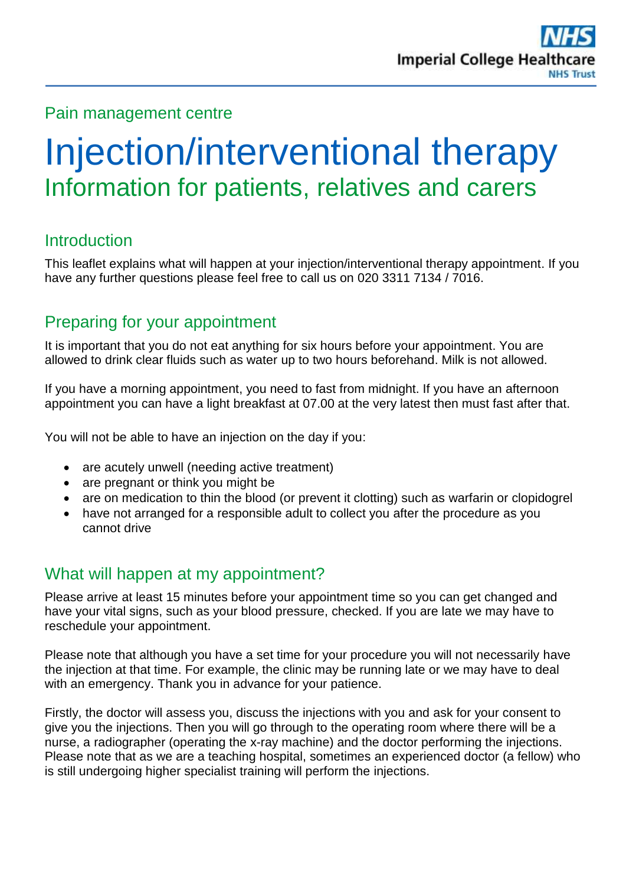Pain management centre

# Injection/interventional therapy

## Information for patients, relatives and carers

### Introduction

This leaflet explains what will happen at your injection/interventional therapy appointment. If you have any further questions please feel free to call us on 020 3311 7134 / 7016.

### Preparing for your appointment

It is important that you do not eat anything for six hours before your appointment. You are allowed to drink clear fluids such as water up to two hours beforehand. Milk is not allowed.

If you have a morning appointment, you need to fast from midnight. If you have an afternoon appointment you can have a light breakfast at 07.00 at the very latest then must fast after that.

You will not be able to have an injection on the day if you:

- are acutely unwell (needing active treatment)
- are pregnant or think you might be
- are on medication to thin the blood (or prevent it clotting) such as warfarin or clopidogrel
- have not arranged for a responsible adult to collect you after the procedure as you cannot drive

### What will happen at my appointment?

Please arrive at least 15 minutes before your appointment time so you can get changed and have your vital signs, such as your blood pressure, checked. If you are late we may have to reschedule your appointment.

Please note that although you have a set time for your procedure you will not necessarily have the injection at that time. For example, the clinic may be running late or we may have to deal with an emergency. Thank you in advance for your patience.

Firstly, the doctor will assess you, discuss the injections with you and ask for your consent to give you the injections. Then you will go through to the operating room where there will be a nurse, a radiographer (operating the x-ray machine) and the doctor performing the injections. Please note that as we are a teaching hospital, sometimes an experienced doctor (a fellow) who is still undergoing higher specialist training will perform the injections.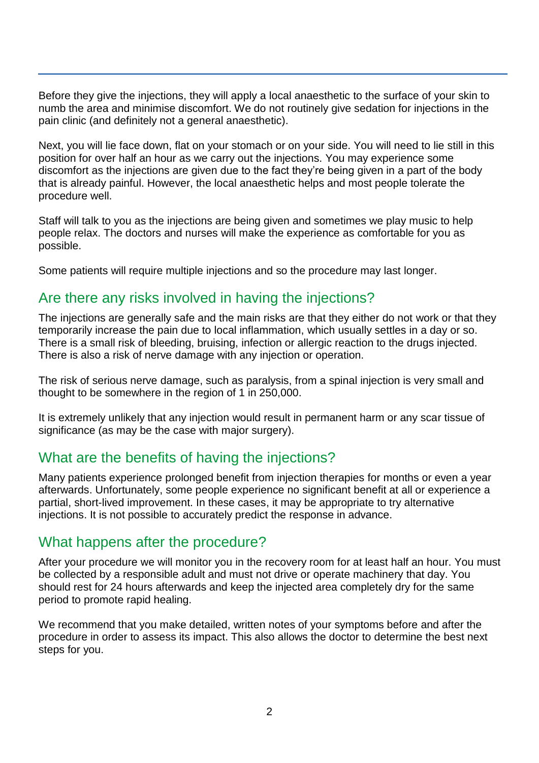Before they give the injections, they will apply a local anaesthetic to the surface of your skin to numb the area and minimise discomfort. We do not routinely give sedation for injections in the pain clinic (and definitely not a general anaesthetic).

Next, you will lie face down, flat on your stomach or on your side. You will need to lie still in this position for over half an hour as we carry out the injections. You may experience some discomfort as the injections are given due to the fact they're being given in a part of the body that is already painful. However, the local anaesthetic helps and most people tolerate the procedure well.

Staff will talk to you as the injections are being given and sometimes we play music to help people relax. The doctors and nurses will make the experience as comfortable for you as possible.

Some patients will require multiple injections and so the procedure may last longer.

## Are there any risks involved in having the injections?

The injections are generally safe and the main risks are that they either do not work or that they temporarily increase the pain due to local inflammation, which usually settles in a day or so. There is a small risk of bleeding, bruising, infection or allergic reaction to the drugs injected. There is also a risk of nerve damage with any injection or operation.

The risk of serious nerve damage, such as paralysis, from a spinal injection is very small and thought to be somewhere in the region of 1 in 250,000.

It is extremely unlikely that any injection would result in permanent harm or any scar tissue of significance (as may be the case with major surgery).

## What are the benefits of having the injections?

Many patients experience prolonged benefit from injection therapies for months or even a year afterwards. Unfortunately, some people experience no significant benefit at all or experience a partial, short-lived improvement. In these cases, it may be appropriate to try alternative injections. It is not possible to accurately predict the response in advance.

## What happens after the procedure?

After your procedure we will monitor you in the recovery room for at least half an hour. You must be collected by a responsible adult and must not drive or operate machinery that day. You should rest for 24 hours afterwards and keep the injected area completely dry for the same period to promote rapid healing.

We recommend that you make detailed, written notes of your symptoms before and after the procedure in order to assess its impact. This also allows the doctor to determine the best next steps for you.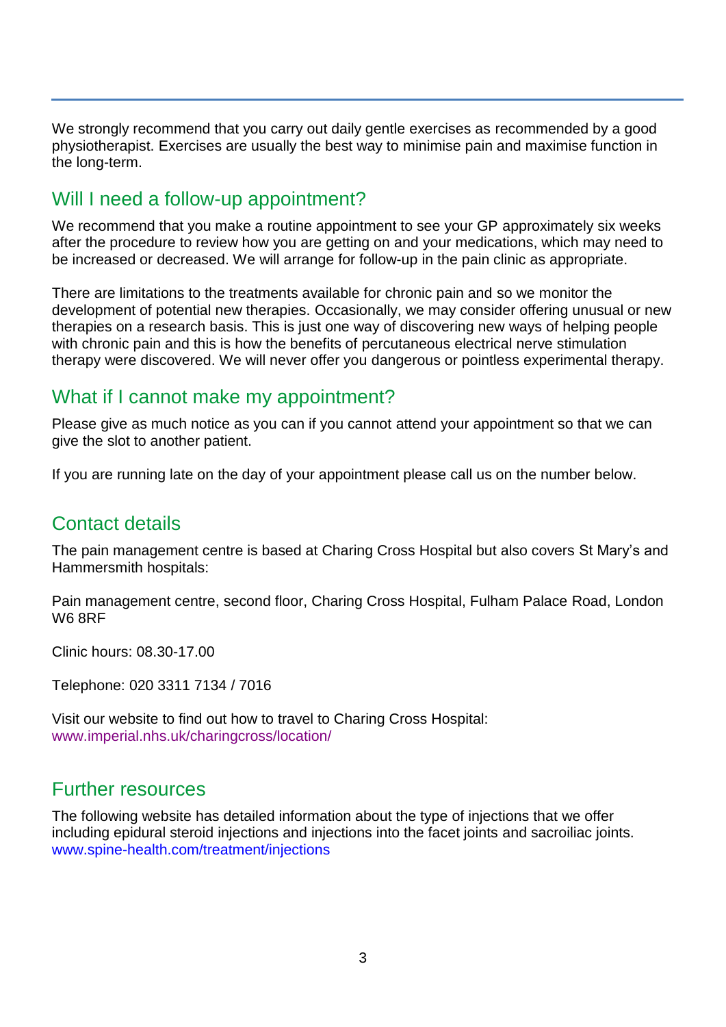We strongly recommend that you carry out daily gentle exercises as recommended by a good physiotherapist. Exercises are usually the best way to minimise pain and maximise function in the long-term.

## Will I need a follow-up appointment?

We recommend that you make a routine appointment to see your GP approximately six weeks after the procedure to review how you are getting on and your medications, which may need to be increased or decreased. We will arrange for follow-up in the pain clinic as appropriate.

There are limitations to the treatments available for chronic pain and so we monitor the development of potential new therapies. Occasionally, we may consider offering unusual or new therapies on a research basis. This is just one way of discovering new ways of helping people with chronic pain and this is how the benefits of percutaneous electrical nerve stimulation therapy were discovered. We will never offer you dangerous or pointless experimental therapy.

## What if I cannot make my appointment?

Please give as much notice as you can if you cannot attend your appointment so that we can give the slot to another patient.

If you are running late on the day of your appointment please call us on the number below.

## Contact details

The pain management centre is based at Charing Cross Hospital but also covers St Mary's and Hammersmith hospitals:

Pain management centre, second floor, Charing Cross Hospital, Fulham Palace Road, London W6 8RF

Clinic hours: 08.30-17.00

Telephone: 020 3311 7134 / 7016

Visit our website to find out how to travel to Charing Cross Hospital: www.imperial.nhs.uk/charingcross/location/

## Further resources

The following website has detailed information about the type of injections that we offer including epidural steroid injections and injections into the facet joints and sacroiliac joints. www.spine-health.com/treatment/injections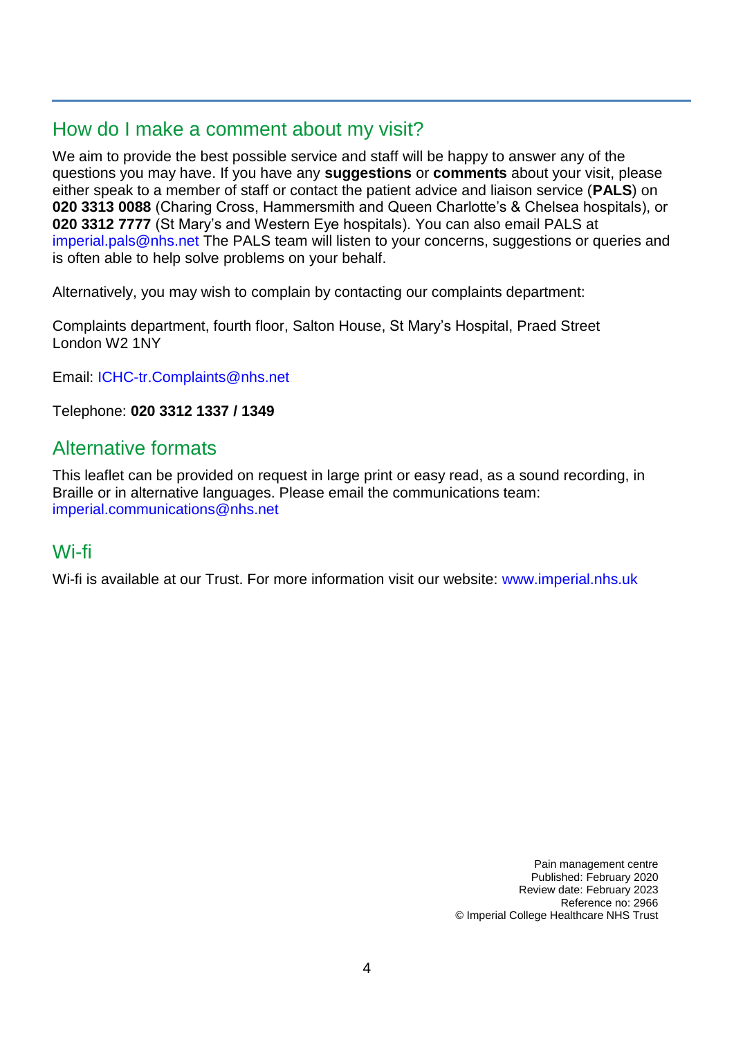## How do I make a comment about my visit?

We aim to provide the best possible service and staff will be happy to answer any of the questions you may have. If you have any **suggestions** or **comments** about your visit, please either speak to a member of staff or contact the patient advice and liaison service (**PALS**) on **020 3313 0088** (Charing Cross, Hammersmith and Queen Charlotte's & Chelsea hospitals), or **020 3312 7777** (St Mary's and Western Eye hospitals). You can also email PALS at imperial.pals@nhs.net The PALS team will listen to your concerns, suggestions or queries and is often able to help solve problems on your behalf.

Alternatively, you may wish to complain by contacting our complaints department:

Complaints department, fourth floor, Salton House, St Mary's Hospital, Praed Street
London W2 1NY

Email: ICHC-tr.Complaints@nhs.net

Telephone: **020 3312 1337 / 1349**

## Alternative formats

This leaflet can be provided on request in large print or easy read, as a sound recording, in Braille or in alternative languages. Please email the communications team: imperial.communications@nhs.net

## Wi-fi

Wi-fi is available at our Trust. For more information visit our website: www.imperial.nhs.uk

Pain management centre
Published: February 2020
Review date: February 2023
Reference no: 2966
© Imperial College Healthcare NHS Trust